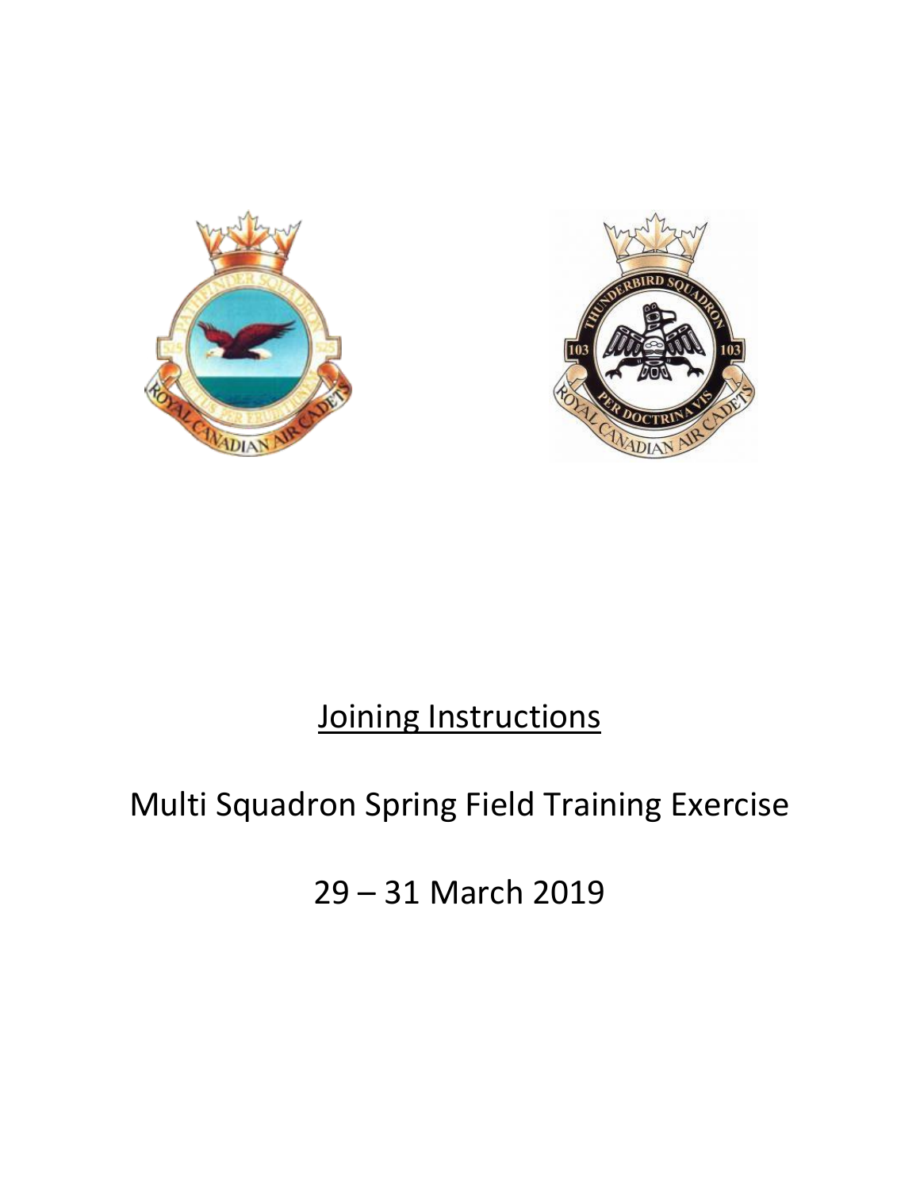# Joining Instructions

## Multi Squadron Spring Field Training Exercise

## 29 – 31 March 2019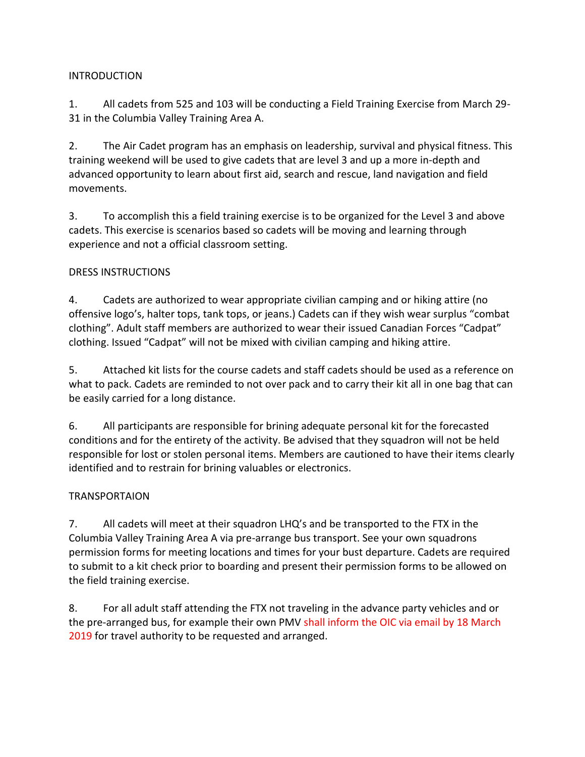INTRODUCTION

1. All cadets from 525 and 103 will be conducting a Field Training Exercise from March 29-31 in the Columbia Valley Training Area A.

2. The Air Cadet program has an emphasis on leadership, survival and physical fitness. This training weekend will be used to give cadets that are level 3 and up a more in-depth and advanced opportunity to learn about first aid, search and rescue, land navigation and field movements.

3. To accomplish this a field training exercise is to be organized for the Level 3 and above cadets. This exercise is scenarios based so cadets will be moving and learning through experience and not a official classroom setting.

DRESS INSTRUCTIONS

4. Cadets are authorized to wear appropriate civilian camping and or hiking attire (no offensive logo's, halter tops, tank tops, or jeans.) Cadets can if they wish wear surplus "combat clothing". Adult staff members are authorized to wear their issued Canadian Forces "Cadpat" clothing. Issued "Cadpat" will not be mixed with civilian camping and hiking attire.

5. Attached kit lists for the course cadets and staff cadets should be used as a reference on what to pack. Cadets are reminded to not over pack and to carry their kit all in one bag that can be easily carried for a long distance.

6. All participants are responsible for brining adequate personal kit for the forecasted conditions and for the entirety of the activity. Be advised that they squadron will not be held responsible for lost or stolen personal items. Members are cautioned to have their items clearly identified and to restrain for brining valuables or electronics.

TRANSPORTAION

7. All cadets will meet at their squadron LHQ's and be transported to the FTX in the Columbia Valley Training Area A via pre-arrange bus transport. See your own squadrons permission forms for meeting locations and times for your bust departure. Cadets are required to submit to a kit check prior to boarding and present their permission forms to be allowed on the field training exercise.

8. For all adult staff attending the FTX not traveling in the advance party vehicles and or the pre-arranged bus, for example their own PMV shall inform the OIC via email by 18 March 2019 for travel authority to be requested and arranged.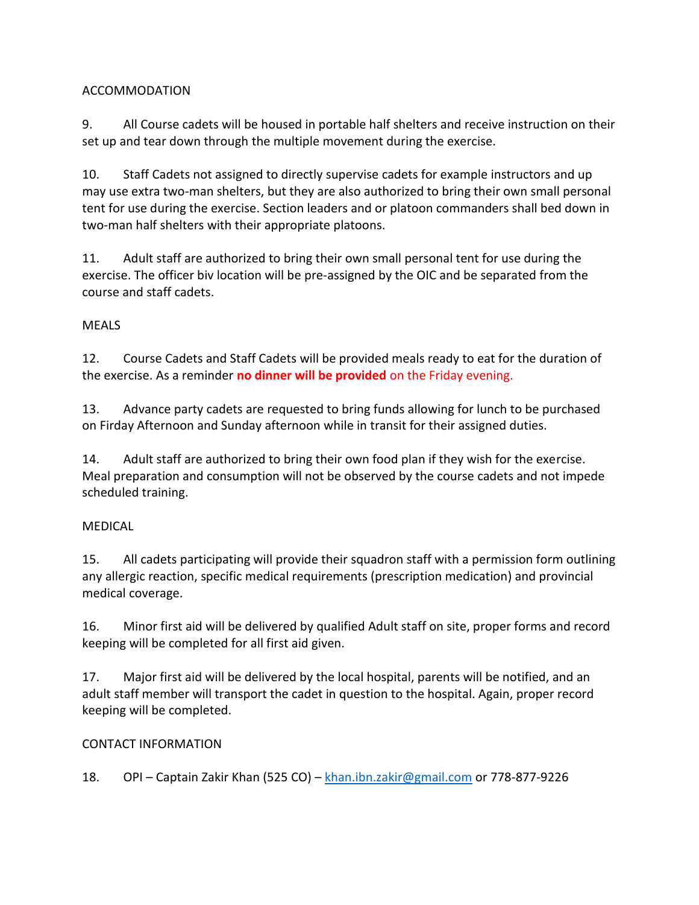ACCOMMODATION

9. All Course cadets will be housed in portable half shelters and receive instruction on their set up and tear down through the multiple movement during the exercise.

10. Staff Cadets not assigned to directly supervise cadets for example instructors and up may use extra two-man shelters, but they are also authorized to bring their own small personal tent for use during the exercise. Section leaders and or platoon commanders shall bed down in two-man half shelters with their appropriate platoons.

11. Adult staff are authorized to bring their own small personal tent for use during the exercise. The officer biv location will be pre-assigned by the OIC and be separated from the course and staff cadets.

MEALS

12. Course Cadets and Staff Cadets will be provided meals ready to eat for the duration of the exercise. As a reminder **no dinner will be provided** on the Friday evening.

13. Advance party cadets are requested to bring funds allowing for lunch to be purchased on Firday Afternoon and Sunday afternoon while in transit for their assigned duties.

14. Adult staff are authorized to bring their own food plan if they wish for the exercise. Meal preparation and consumption will not be observed by the course cadets and not impede scheduled training.

MEDICAL

15. All cadets participating will provide their squadron staff with a permission form outlining any allergic reaction, specific medical requirements (prescription medication) and provincial medical coverage.

16. Minor first aid will be delivered by qualified Adult staff on site, proper forms and record keeping will be completed for all first aid given.

17. Major first aid will be delivered by the local hospital, parents will be notified, and an adult staff member will transport the cadet in question to the hospital. Again, proper record keeping will be completed.

CONTACT INFORMATION

18. OPI – Captain Zakir Khan (525 CO) – khan.ibn.zakir@gmail.com or 778-877-9226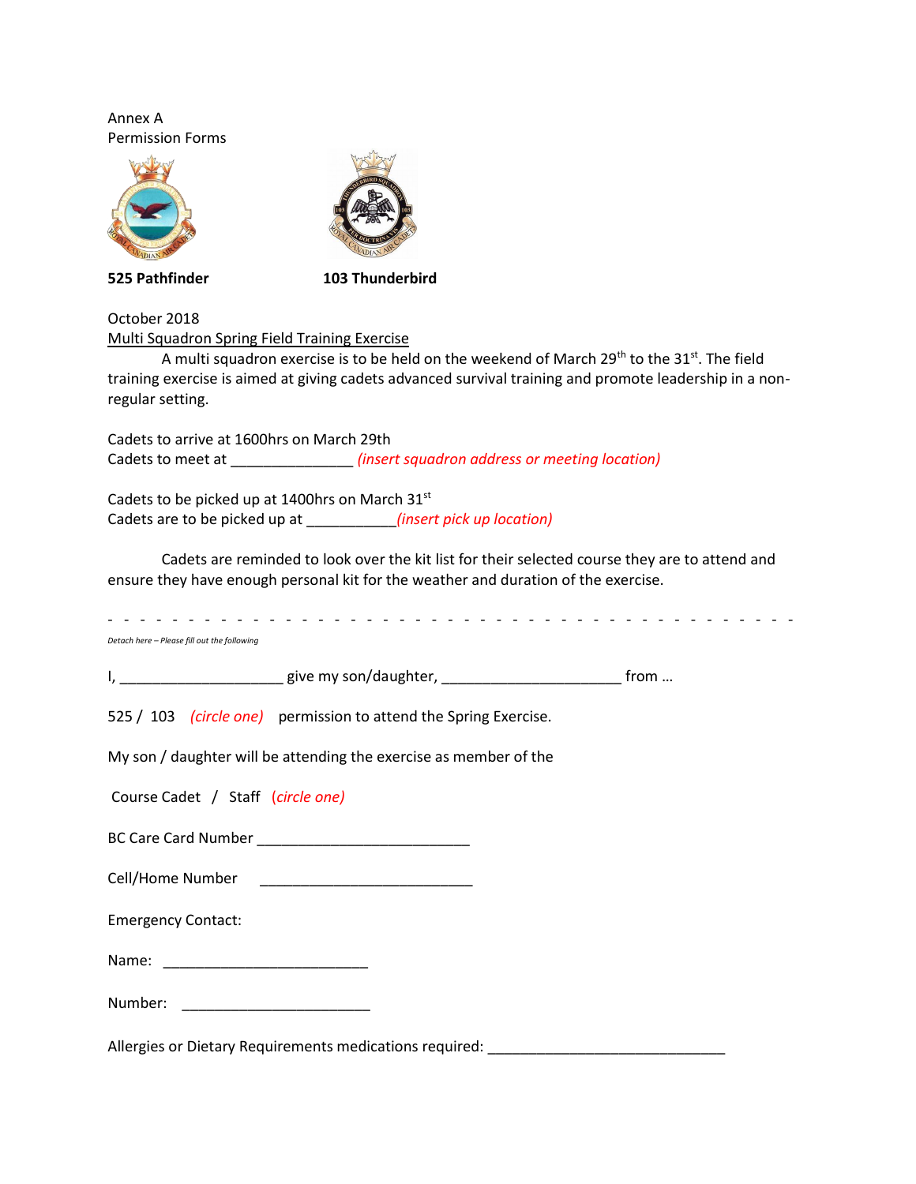Annex A
Permission Forms

**525 Pathfinder** **103 Thunderbird**

October 2018

Multi Squadron Spring Field Training Exercise

A multi squadron exercise is to be held on the weekend of March 29th to the 31st. The field training exercise is aimed at giving cadets advanced survival training and promote leadership in a non-regular setting.

Cadets to arrive at 1600hrs on March 29th
Cadets to meet at _______________ *(insert squadron address or meeting location)*

Cadets to be picked up at 1400hrs on March 31st
Cadets are to be picked up at ___________*(insert pick up location)*

Cadets are reminded to look over the kit list for their selected course they are to attend and ensure they have enough personal kit for the weather and duration of the exercise.

- - - - - - - - - - - - - - - - - - - - - - - - - - - - - - - - - - - - - - - - - - -

*Detach here – Please fill out the following*

I, ____________________ give my son/daughter, ______________________ from …

525 / 103 *(circle one)* permission to attend the Spring Exercise.

My son / daughter will be attending the exercise as member of the

Course Cadet / Staff *(circle one)*

BC Care Card Number __________________________

Cell/Home Number __________________________

Emergency Contact:

Name: _________________________

Number: _______________________

Allergies or Dietary Requirements medications required: _____________________________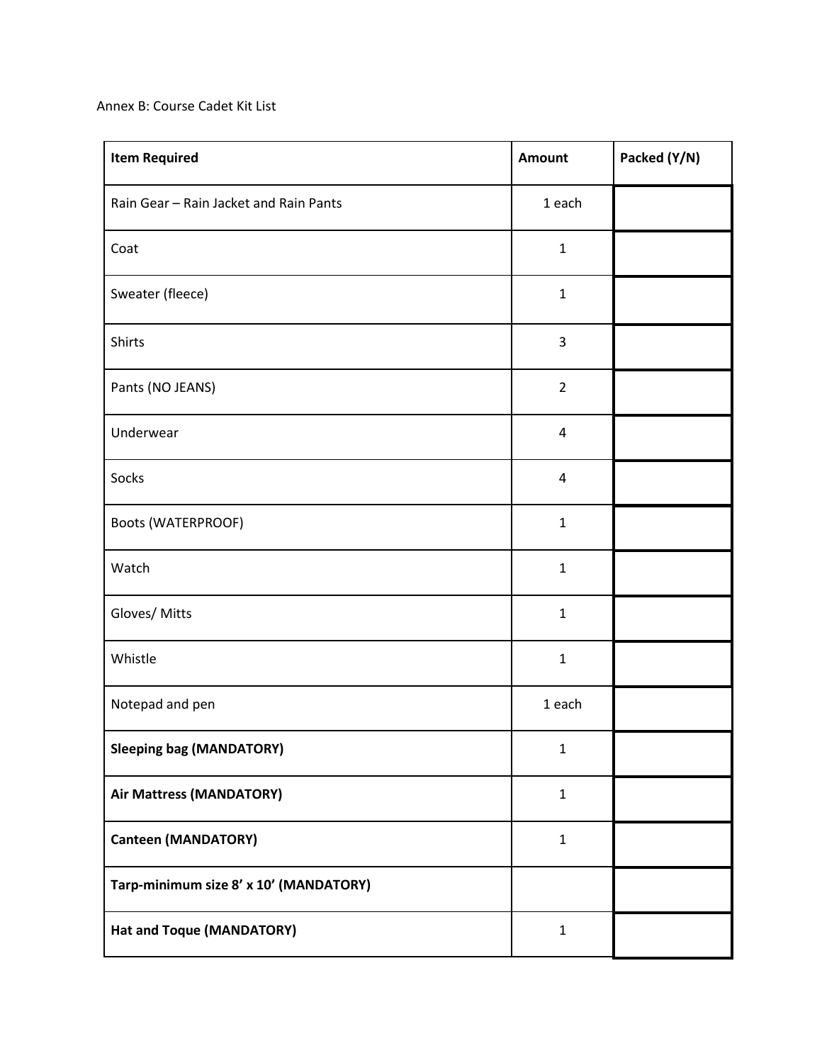Annex B: Course Cadet Kit List

| **Item Required** | **Amount** | **Packed (Y/N)** |
|---|---|---|
| Rain Gear – Rain Jacket and Rain Pants | 1 each | |
| Coat | 1 | |
| Sweater (fleece) | 1 | |
| Shirts | 3 | |
| Pants (NO JEANS) | 2 | |
| Underwear | 4 | |
| Socks | 4 | |
| Boots (WATERPROOF) | 1 | |
| Watch | 1 | |
| Gloves/ Mitts | 1 | |
| Whistle | 1 | |
| Notepad and pen | 1 each | |
| **Sleeping bag (MANDATORY)** | 1 | |
| **Air Mattress (MANDATORY)** | 1 | |
| **Canteen (MANDATORY)** | 1 | |
| **Tarp-minimum size 8' x 10' (MANDATORY)** | | |
| **Hat and Toque (MANDATORY)** | 1 | |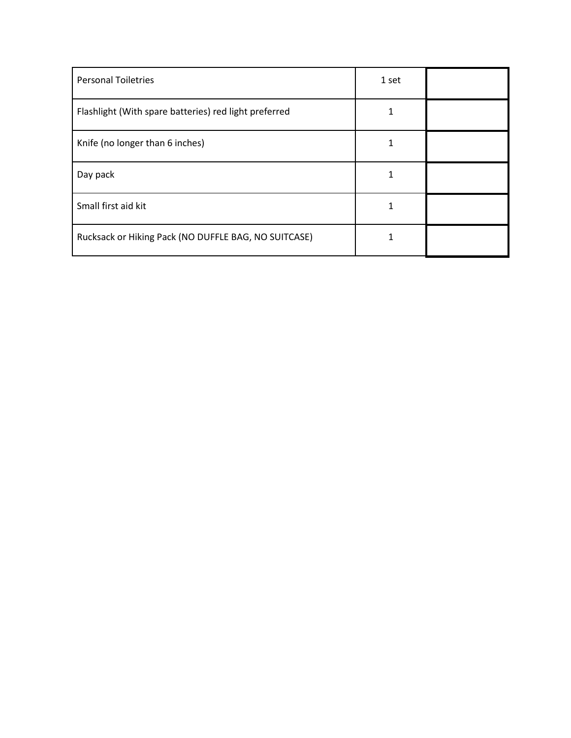| | | |
|---|---|---|
| Personal Toiletries | 1 set | |
| Flashlight (With spare batteries) red light preferred | 1 | |
| Knife (no longer than 6 inches) | 1 | |
| Day pack | 1 | |
| Small first aid kit | 1 | |
| Rucksack or Hiking Pack (NO DUFFLE BAG, NO SUITCASE) | 1 | |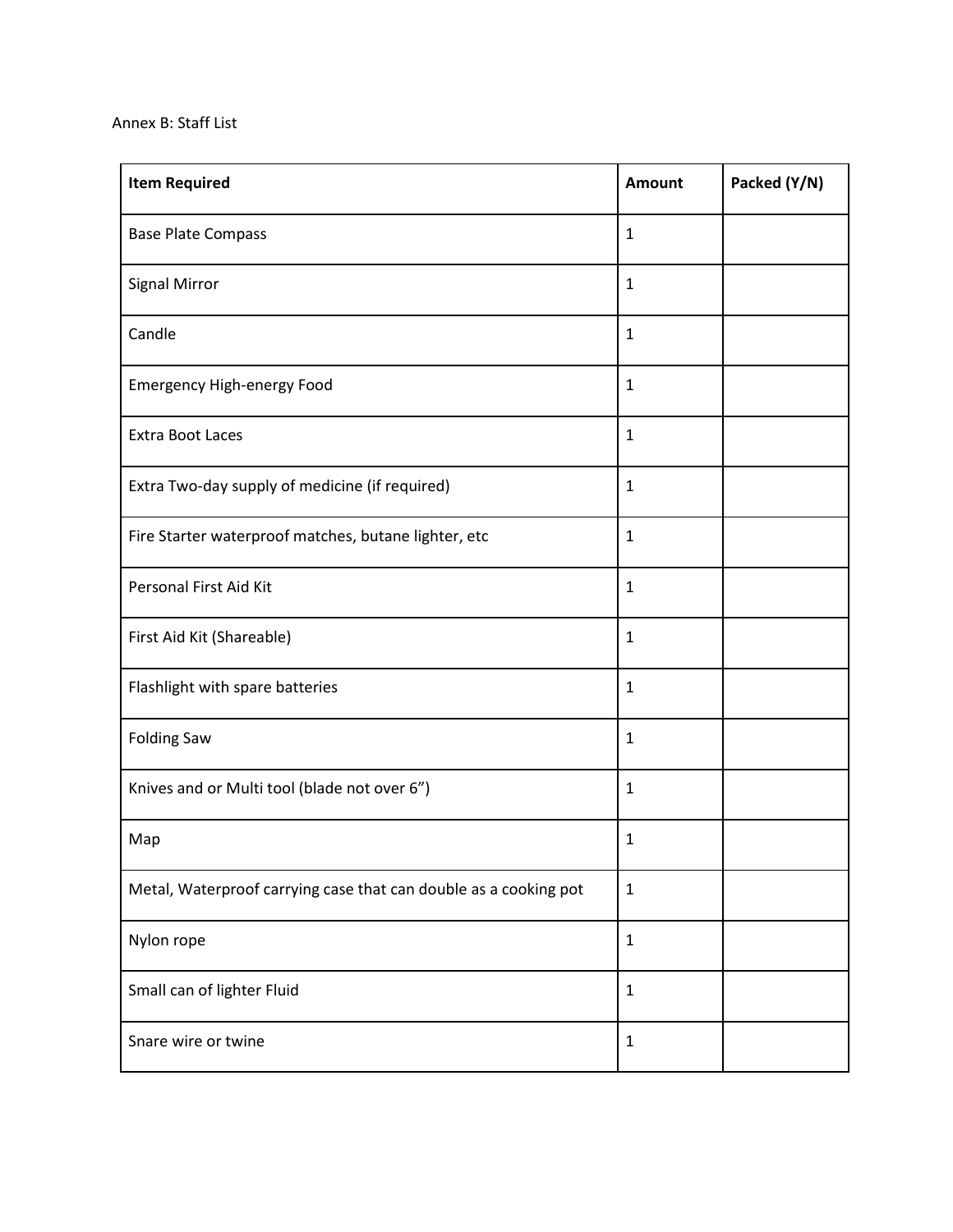Annex B: Staff List

| Item Required | Amount | Packed (Y/N) |
|---|---|---|
| Base Plate Compass | 1 | |
| Signal Mirror | 1 | |
| Candle | 1 | |
| Emergency High-energy Food | 1 | |
| Extra Boot Laces | 1 | |
| Extra Two-day supply of medicine (if required) | 1 | |
| Fire Starter waterproof matches, butane lighter, etc | 1 | |
| Personal First Aid Kit | 1 | |
| First Aid Kit (Shareable) | 1 | |
| Flashlight with spare batteries | 1 | |
| Folding Saw | 1 | |
| Knives and or Multi tool (blade not over 6”) | 1 | |
| Map | 1 | |
| Metal, Waterproof carrying case that can double as a cooking pot | 1 | |
| Nylon rope | 1 | |
| Small can of lighter Fluid | 1 | |
| Snare wire or twine | 1 | |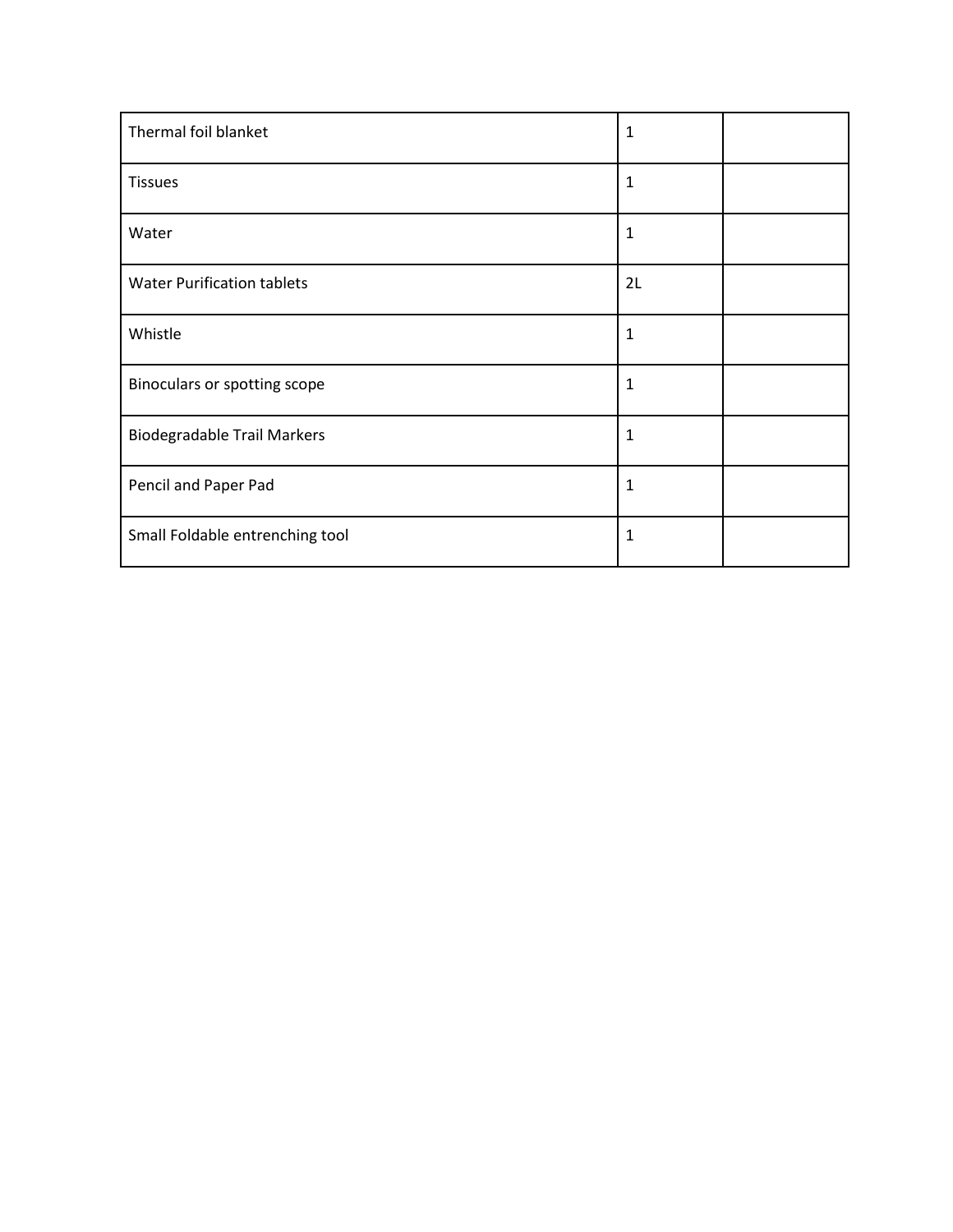| | | |
|---|---|---|
| Thermal foil blanket | 1 | |
| Tissues | 1 | |
| Water | 1 | |
| Water Purification tablets | 2L | |
| Whistle | 1 | |
| Binoculars or spotting scope | 1 | |
| Biodegradable Trail Markers | 1 | |
| Pencil and Paper Pad | 1 | |
| Small Foldable entrenching tool | 1 | |